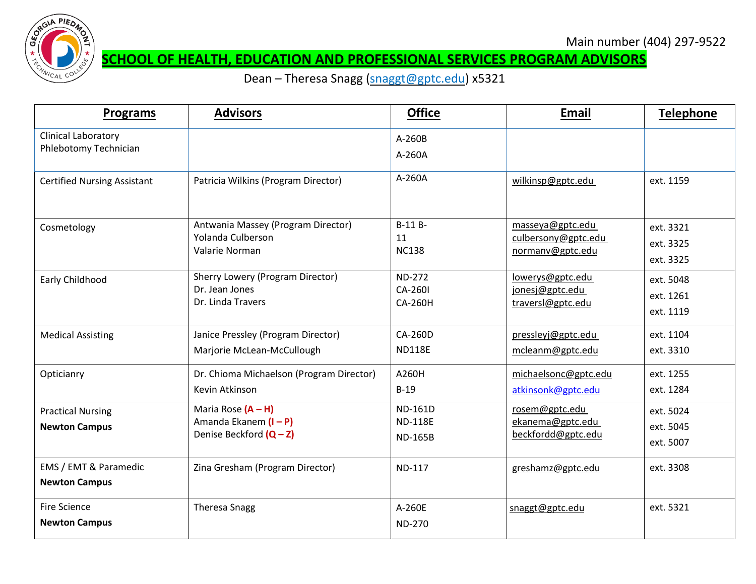Main number (404) 297-9522

# SCHOOL OF HEALTH, EDUCATION AND PROFESSIONAL SERVICES PROGRAM ADVISORS

Dean – Theresa Snagg (snaggt@gptc.edu) x5321

| Programs | Advisors | Office | Email | Telephone |
|---|---|---|---|---|
| Clinical Laboratory<br>Phlebotomy Technician | | A-260B<br>A-260A | | |
| Certified Nursing Assistant | Patricia Wilkins (Program Director) | A-260A | wilkinsp@gptc.edu | ext. 1159 |
| Cosmetology | Antwania Massey (Program Director)<br>Yolanda Culberson<br>Valarie Norman | B-11 B-<br>11<br>NC138 | masseya@gptc.edu<br>culbersony@gptc.edu<br>normanv@gptc.edu | ext. 3321<br>ext. 3325<br>ext. 3325 |
| Early Childhood | Sherry Lowery (Program Director)<br>Dr. Jean Jones<br>Dr. Linda Travers | ND-272<br>CA-260I<br>CA-260H | lowerys@gptc.edu<br>jonesj@gptc.edu<br>traversl@gptc.edu | ext. 5048<br>ext. 1261<br>ext. 1119 |
| Medical Assisting | Janice Pressley (Program Director)<br>Marjorie McLean-McCullough | CA-260D<br>ND118E | pressleyj@gptc.edu<br>mcleanm@gptc.edu | ext. 1104<br>ext. 3310 |
| Opticianry | Dr. Chioma Michaelson (Program Director)<br>Kevin Atkinson | A260H<br>B-19 | michaelsonc@gptc.edu<br>atkinsonk@gptc.edu | ext. 1255<br>ext. 1284 |
| Practical Nursing<br>**Newton Campus** | Maria Rose **(A – H)**<br>Amanda Ekanem **(I – P)**<br>Denise Beckford **(Q – Z)** | ND-161D<br>ND-118E<br>ND-165B | rosem@gptc.edu<br>ekanema@gptc.edu<br>beckfordd@gptc.edu | ext. 5024<br>ext. 5045<br>ext. 5007 |
| EMS / EMT & Paramedic<br>**Newton Campus** | Zina Gresham (Program Director) | ND-117 | greshamz@gptc.edu | ext. 3308 |
| Fire Science<br>**Newton Campus** | Theresa Snagg | A-260E<br>ND-270 | snaggt@gptc.edu | ext. 5321 |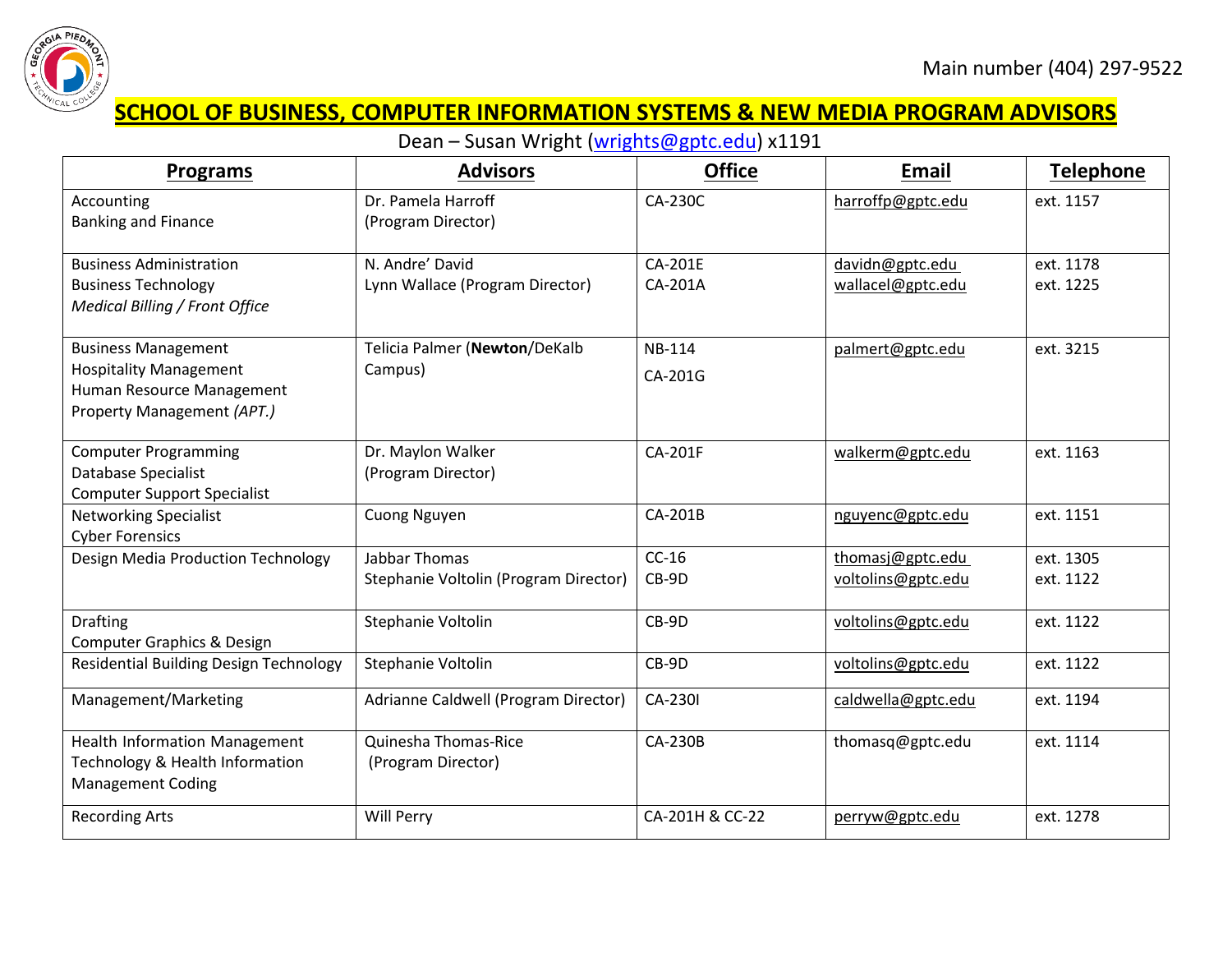Main number (404) 297-9522

# SCHOOL OF BUSINESS, COMPUTER INFORMATION SYSTEMS & NEW MEDIA PROGRAM ADVISORS

Dean – Susan Wright (wrights@gptc.edu) x1191

| Programs | Advisors | Office | Email | Telephone |
|---|---|---|---|---|
| Accounting<br>Banking and Finance | Dr. Pamela Harroff<br>(Program Director) | CA-230C | harroffp@gptc.edu | ext. 1157 |
| Business Administration<br>Business Technology<br>*Medical Billing / Front Office* | N. Andre' David<br>Lynn Wallace (Program Director) | CA-201E<br>CA-201A | davidn@gptc.edu<br>wallacel@gptc.edu | ext. 1178<br>ext. 1225 |
| Business Management<br>Hospitality Management<br>Human Resource Management<br>Property Management *(APT.)* | Telicia Palmer (**Newton**/DeKalb Campus) | NB-114<br>CA-201G | palmert@gptc.edu | ext. 3215 |
| Computer Programming<br>Database Specialist<br>Computer Support Specialist | Dr. Maylon Walker<br>(Program Director) | CA-201F | walkerm@gptc.edu | ext. 1163 |
| Networking Specialist<br>Cyber Forensics | Cuong Nguyen | CA-201B | nguyenc@gptc.edu | ext. 1151 |
| Design Media Production Technology | Jabbar Thomas<br>Stephanie Voltolin (Program Director) | CC-16<br>CB-9D | thomasj@gptc.edu<br>voltolins@gptc.edu | ext. 1305<br>ext. 1122 |
| Drafting<br>Computer Graphics & Design | Stephanie Voltolin | CB-9D | voltolins@gptc.edu | ext. 1122 |
| Residential Building Design Technology | Stephanie Voltolin | CB-9D | voltolins@gptc.edu | ext. 1122 |
| Management/Marketing | Adrianne Caldwell (Program Director) | CA-230I | caldwella@gptc.edu | ext. 1194 |
| Health Information Management Technology & Health Information Management Coding | Quinesha Thomas-Rice<br>(Program Director) | CA-230B | thomasq@gptc.edu | ext. 1114 |
| Recording Arts | Will Perry | CA-201H & CC-22 | perryw@gptc.edu | ext. 1278 |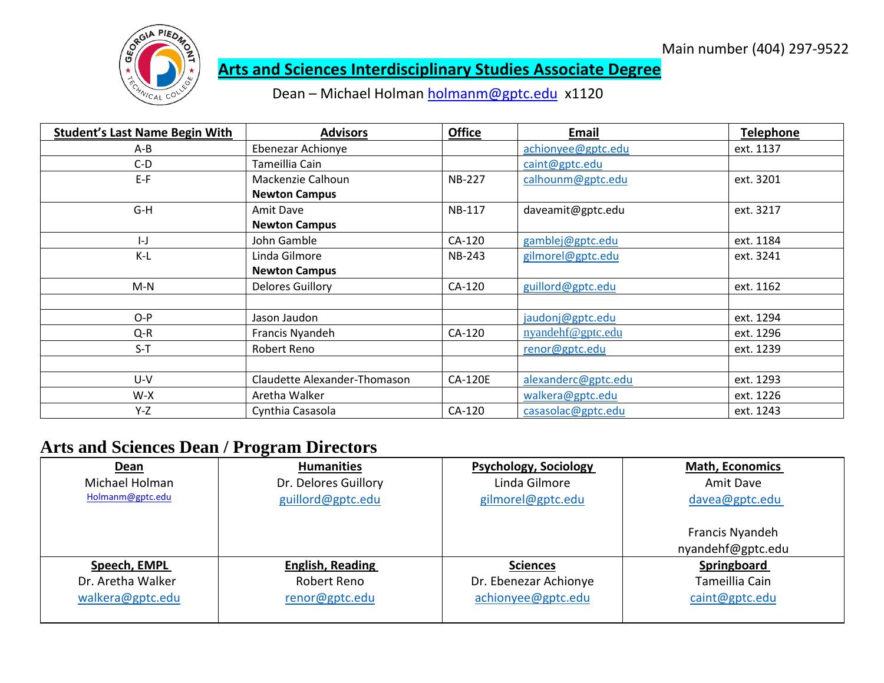Main number (404) 297-9522

# Arts and Sciences Interdisciplinary Studies Associate Degree

Dean – Michael Holman holmanm@gptc.edu x1120

| Student's Last Name Begin With | Advisors | Office | Email | Telephone |
|---|---|---|---|---|
| A-B | Ebenezar Achionye | | achionyee@gptc.edu | ext. 1137 |
| C-D | Tameillia Cain | | caint@gptc.edu | |
| E-F | Mackenzie Calhoun **Newton Campus** | NB-227 | calhounm@gptc.edu | ext. 3201 |
| G-H | Amit Dave **Newton Campus** | NB-117 | daveamit@gptc.edu | ext. 3217 |
| I-J | John Gamble | CA-120 | gamblej@gptc.edu | ext. 1184 |
| K-L | Linda Gilmore **Newton Campus** | NB-243 | gilmorel@gptc.edu | ext. 3241 |
| M-N | Delores Guillory | CA-120 | guillord@gptc.edu | ext. 1162 |
| | | | | |
| O-P | Jason Jaudon | | jaudonj@gptc.edu | ext. 1294 |
| Q-R | Francis Nyandeh | CA-120 | nyandehf@gptc.edu | ext. 1296 |
| S-T | Robert Reno | | renor@gptc.edu | ext. 1239 |
| | | | | |
| U-V | Claudette Alexander-Thomason | CA-120E | alexanderc@gptc.edu | ext. 1293 |
| W-X | Aretha Walker | | walkera@gptc.edu | ext. 1226 |
| Y-Z | Cynthia Casasola | CA-120 | casasolac@gptc.edu | ext. 1243 |

## Arts and Sciences Dean / Program Directors

| Dean | Humanities | Psychology, Sociology | Math, Economics |
|---|---|---|---|
| Michael Holman Holmanm@gptc.edu | Dr. Delores Guillory guillord@gptc.edu | Linda Gilmore gilmorel@gptc.edu | Amit Dave davea@gptc.edu Francis Nyandeh nyandehf@gptc.edu |
| **Speech, EMPL** | **English, Reading** | **Sciences** | **Springboard** |
| Dr. Aretha Walker walkera@gptc.edu | Robert Reno renor@gptc.edu | Dr. Ebenezar Achionye achionyee@gptc.edu | Tameillia Cain caint@gptc.edu |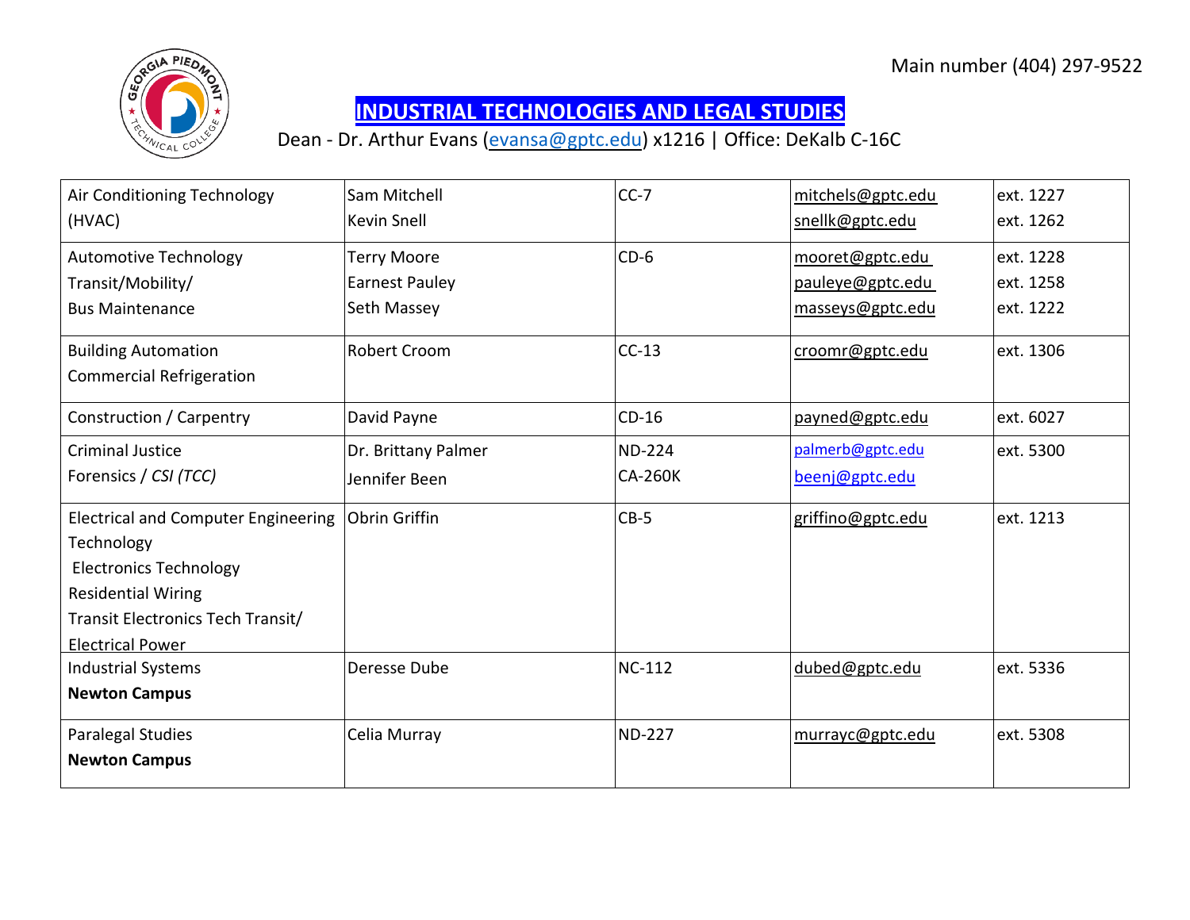Main number (404) 297-9522

# INDUSTRIAL TECHNOLOGIES AND LEGAL STUDIES

Dean - Dr. Arthur Evans (evansa@gptc.edu) x1216 | Office: DeKalb C-16C

| Program | Contact | Office | Email | Extension |
|---|---|---|---|---|
| Air Conditioning Technology (HVAC) | Sam Mitchell<br>Kevin Snell | CC-7 | mitchels@gptc.edu<br>snellk@gptc.edu | ext. 1227<br>ext. 1262 |
| Automotive Technology<br>Transit/Mobility/<br>Bus Maintenance | Terry Moore<br>Earnest Pauley<br>Seth Massey | CD-6 | mooret@gptc.edu<br>pauleye@gptc.edu<br>masseys@gptc.edu | ext. 1228<br>ext. 1258<br>ext. 1222 |
| Building Automation<br>Commercial Refrigeration | Robert Croom | CC-13 | croomr@gptc.edu | ext. 1306 |
| Construction / Carpentry | David Payne | CD-16 | payned@gptc.edu | ext. 6027 |
| Criminal Justice<br>Forensics / *CSI (TCC)* | Dr. Brittany Palmer<br>Jennifer Been | ND-224<br>CA-260K | palmerb@gptc.edu<br>beenj@gptc.edu | ext. 5300 |
| Electrical and Computer Engineering Technology<br>Electronics Technology<br>Residential Wiring<br>Transit Electronics Tech Transit/<br>Electrical Power | Obrin Griffin | CB-5 | griffino@gptc.edu | ext. 1213 |
| Industrial Systems<br>**Newton Campus** | Deresse Dube | NC-112 | dubed@gptc.edu | ext. 5336 |
| Paralegal Studies<br>**Newton Campus** | Celia Murray | ND-227 | murrayc@gptc.edu | ext. 5308 |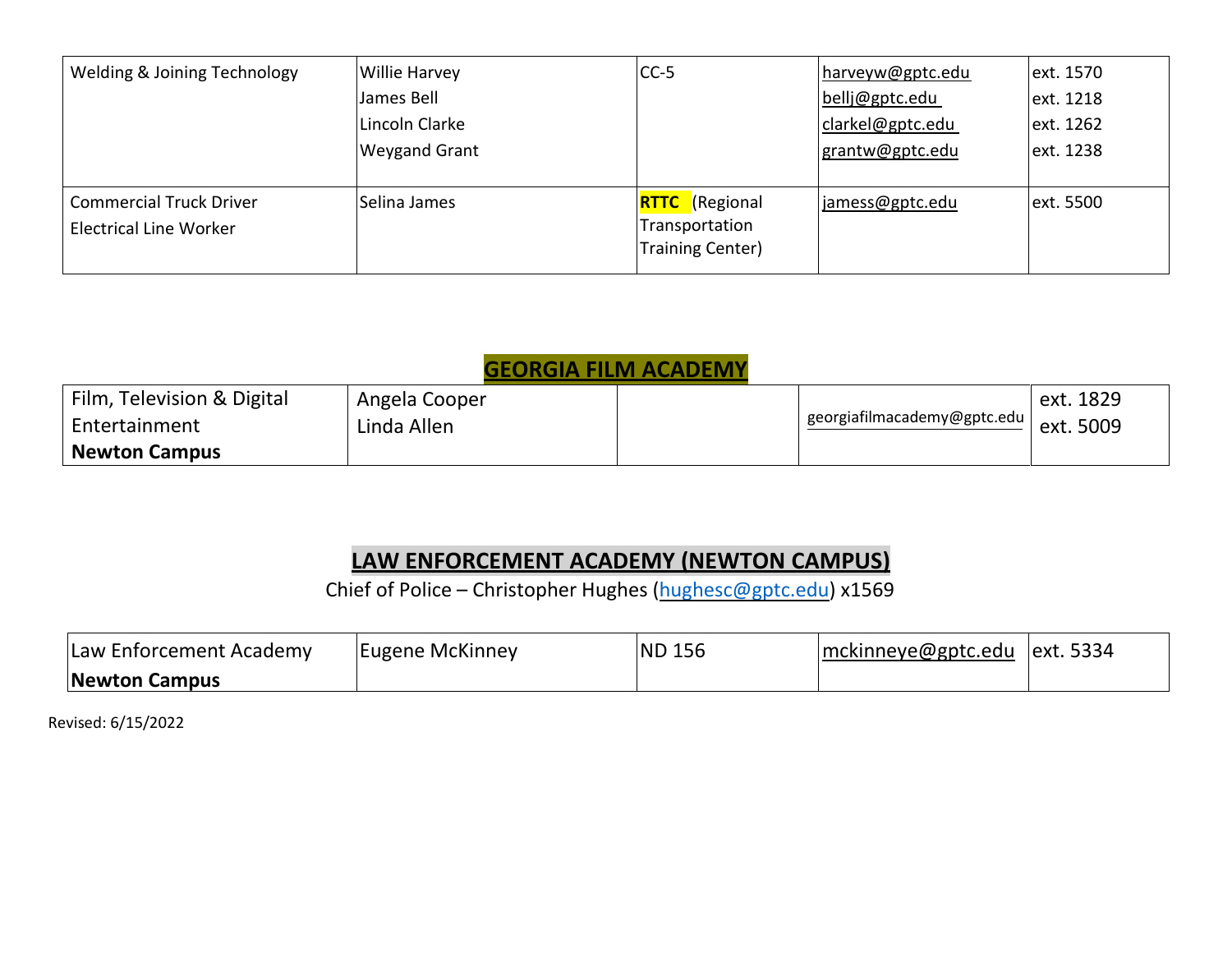| | | | | |
|---|---|---|---|---|
| Welding & Joining Technology | Willie Harvey<br>James Bell<br>Lincoln Clarke<br>Weygand Grant | CC-5 | harveyw@gptc.edu<br>bellj@gptc.edu<br>clarkel@gptc.edu<br>grantw@gptc.edu | ext. 1570<br>ext. 1218<br>ext. 1262<br>ext. 1238 |
| Commercial Truck Driver<br>Electrical Line Worker | Selina James | **RTTC** (Regional Transportation Training Center) | jamess@gptc.edu | ext. 5500 |

## GEORGIA FILM ACADEMY

| | | | | |
|---|---|---|---|---|
| Film, Television & Digital Entertainment<br>**Newton Campus** | Angela Cooper<br>Linda Allen | | georgiafilmacademy@gptc.edu | ext. 1829<br>ext. 5009 |

## LAW ENFORCEMENT ACADEMY (NEWTON CAMPUS)

Chief of Police – Christopher Hughes (hughesc@gptc.edu) x1569

| | | | | |
|---|---|---|---|---|
| Law Enforcement Academy<br>**Newton Campus** | Eugene McKinney | ND 156 | mckinneye@gptc.edu | ext. 5334 |

Revised: 6/15/2022